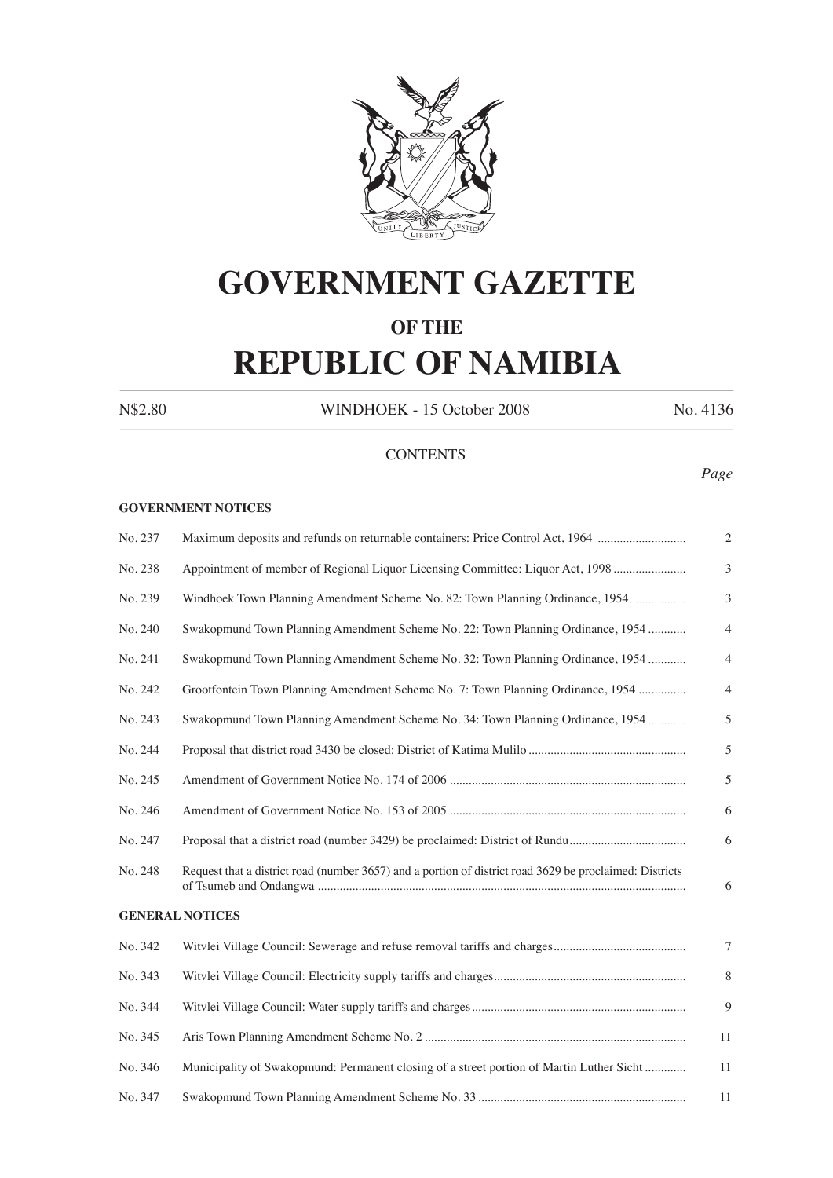# GOVERNMENT GAZETTE

## OF THE

# REPUBLIC OF NAMIBIA

N$2.80 WINDHOEK - 15 October 2008 No. 4136

CONTENTS

*Page*

**GOVERNMENT NOTICES**

| | | |
|---|---|---|
| No. 237 | Maximum deposits and refunds on returnable containers: Price Control Act, 1964 | 2 |
| No. 238 | Appointment of member of Regional Liquor Licensing Committee: Liquor Act, 1998 | 3 |
| No. 239 | Windhoek Town Planning Amendment Scheme No. 82: Town Planning Ordinance, 1954 | 3 |
| No. 240 | Swakopmund Town Planning Amendment Scheme No. 22: Town Planning Ordinance, 1954 | 4 |
| No. 241 | Swakopmund Town Planning Amendment Scheme No. 32: Town Planning Ordinance, 1954 | 4 |
| No. 242 | Grootfontein Town Planning Amendment Scheme No. 7: Town Planning Ordinance, 1954 | 4 |
| No. 243 | Swakopmund Town Planning Amendment Scheme No. 34: Town Planning Ordinance, 1954 | 5 |
| No. 244 | Proposal that district road 3430 be closed: District of Katima Mulilo | 5 |
| No. 245 | Amendment of Government Notice No. 174 of 2006 | 5 |
| No. 246 | Amendment of Government Notice No. 153 of 2005 | 6 |
| No. 247 | Proposal that a district road (number 3429) be proclaimed: District of Rundu | 6 |
| No. 248 | Request that a district road (number 3657) and a portion of district road 3629 be proclaimed: Districts of Tsumeb and Ondangwa | 6 |

**GENERAL NOTICES**

| | | |
|---|---|---|
| No. 342 | Witvlei Village Council: Sewerage and refuse removal tariffs and charges | 7 |
| No. 343 | Witvlei Village Council: Electricity supply tariffs and charges | 8 |
| No. 344 | Witvlei Village Council: Water supply tariffs and charges | 9 |
| No. 345 | Aris Town Planning Amendment Scheme No. 2 | 11 |
| No. 346 | Municipality of Swakopmund: Permanent closing of a street portion of Martin Luther Sicht | 11 |
| No. 347 | Swakopmund Town Planning Amendment Scheme No. 33 | 11 |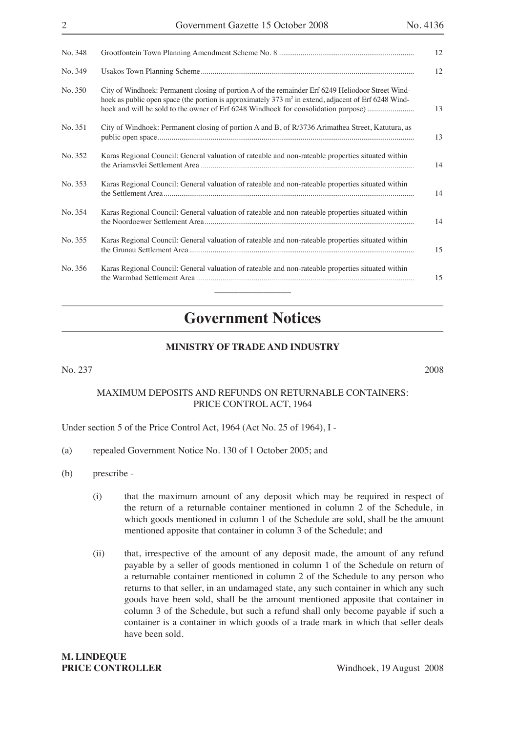| | | |
|---|---|---|
| No. 348 | Grootfontein Town Planning Amendment Scheme No. 8 | 12 |
| No. 349 | Usakos Town Planning Scheme | 12 |
| No. 350 | City of Windhoek: Permanent closing of portion A of the remainder Erf 6249 Heliodoor Street Windhoek as public open space (the portion is approximately 373 m$^2$ in extend, adjacent of Erf 6248 Windhoek and will be sold to the owner of Erf 6248 Windhoek for consolidation purpose) | 13 |
| No. 351 | City of Windhoek: Permanent closing of portion A and B, of R/3736 Arimathea Street, Katutura, as public open space | 13 |
| No. 352 | Karas Regional Council: General valuation of rateable and non-rateable properties situated within the Ariamsvlei Settlement Area | 14 |
| No. 353 | Karas Regional Council: General valuation of rateable and non-rateable properties situated within the Settlement Area | 14 |
| No. 354 | Karas Regional Council: General valuation of rateable and non-rateable properties situated within the Noordoewer Settlement Area | 14 |
| No. 355 | Karas Regional Council: General valuation of rateable and non-rateable properties situated within the Grunau Settlement Area | 15 |
| No. 356 | Karas Regional Council: General valuation of rateable and non-rateable properties situated within the Warmbad Settlement Area | 15 |

# Government Notices

## MINISTRY OF TRADE AND INDUSTRY

No. 237 2008

### MAXIMUM DEPOSITS AND REFUNDS ON RETURNABLE CONTAINERS: PRICE CONTROL ACT, 1964

Under section 5 of the Price Control Act, 1964 (Act No. 25 of 1964), I -

(a) repealed Government Notice No. 130 of 1 October 2005; and

(b) prescribe -

(i) that the maximum amount of any deposit which may be required in respect of the return of a returnable container mentioned in column 2 of the Schedule, in which goods mentioned in column 1 of the Schedule are sold, shall be the amount mentioned apposite that container in column 3 of the Schedule; and

(ii) that, irrespective of the amount of any deposit made, the amount of any refund payable by a seller of goods mentioned in column 1 of the Schedule on return of a returnable container mentioned in column 2 of the Schedule to any person who returns to that seller, in an undamaged state, any such container in which any such goods have been sold, shall be the amount mentioned apposite that container in column 3 of the Schedule, but such a refund shall only become payable if such a container is a container in which goods of a trade mark in which that seller deals have been sold.

**M. LINDEQUE**
**PRICE CONTROLLER**

Windhoek, 19 August 2008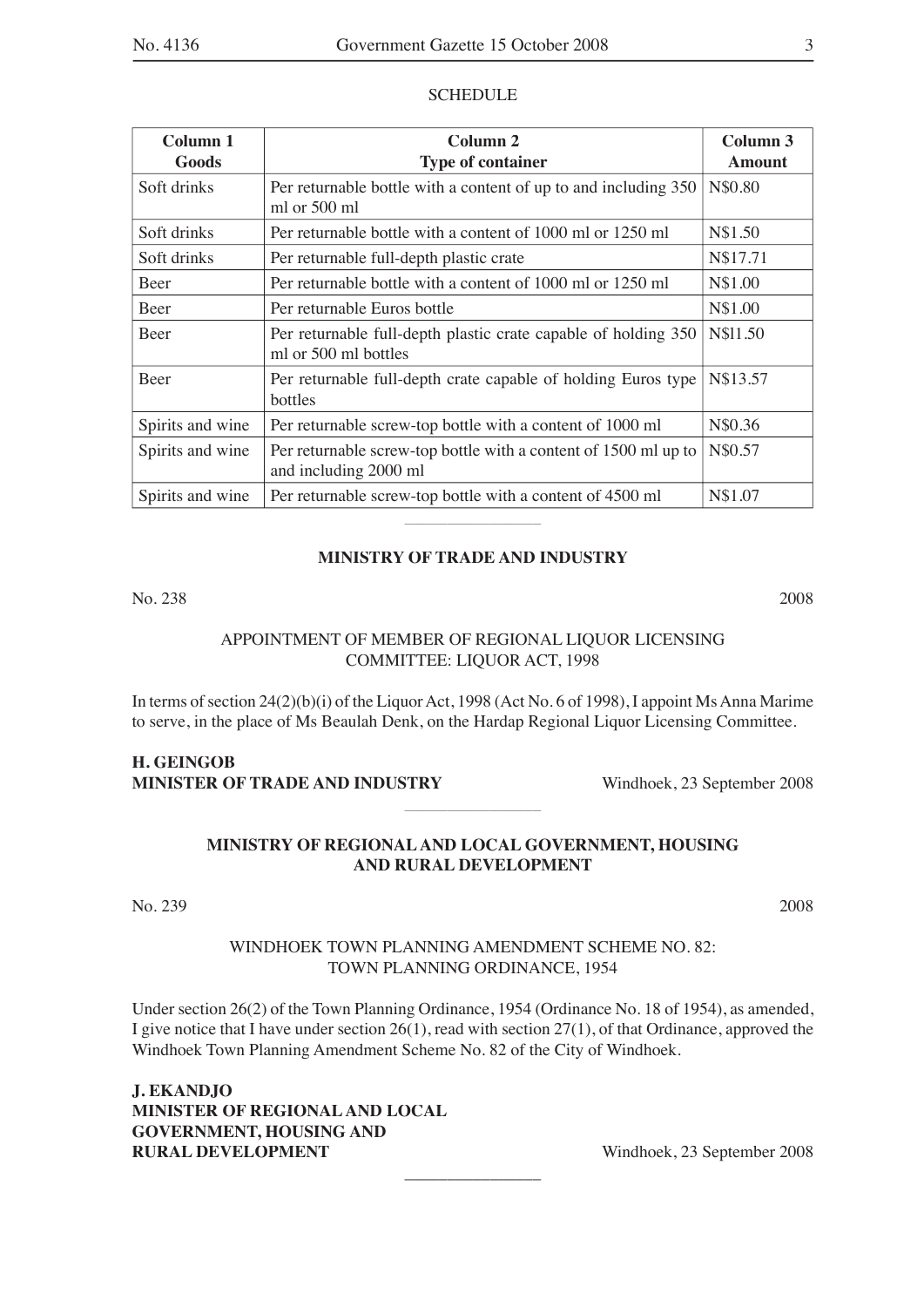SCHEDULE

| Column 1<br>Goods | Column 2<br>Type of container | Column 3<br>Amount |
|---|---|---|
| Soft drinks | Per returnable bottle with a content of up to and including 350 ml or 500 ml | N$0.80 |
| Soft drinks | Per returnable bottle with a content of 1000 ml or 1250 ml | N$1.50 |
| Soft drinks | Per returnable full-depth plastic crate | N$17.71 |
| Beer | Per returnable bottle with a content of 1000 ml or 1250 ml | N$1.00 |
| Beer | Per returnable Euros bottle | N$1.00 |
| Beer | Per returnable full-depth plastic crate capable of holding 350 ml or 500 ml bottles | N$l1.50 |
| Beer | Per returnable full-depth crate capable of holding Euros type bottles | N$13.57 |
| Spirits and wine | Per returnable screw-top bottle with a content of 1000 ml | N$0.36 |
| Spirits and wine | Per returnable screw-top bottle with a content of 1500 ml up to and including 2000 ml | N$0.57 |
| Spirits and wine | Per returnable screw-top bottle with a content of 4500 ml | N$1.07 |

---

## MINISTRY OF TRADE AND INDUSTRY

No. 238 2008

APPOINTMENT OF MEMBER OF REGIONAL LIQUOR LICENSING COMMITTEE: LIQUOR ACT, 1998

In terms of section 24(2)(b)(i) of the Liquor Act, 1998 (Act No. 6 of 1998), I appoint Ms Anna Marime to serve, in the place of Ms Beaulah Denk, on the Hardap Regional Liquor Licensing Committee.

**H. GEINGOB**
**MINISTER OF TRADE AND INDUSTRY** Windhoek, 23 September 2008

---

## MINISTRY OF REGIONAL AND LOCAL GOVERNMENT, HOUSING AND RURAL DEVELOPMENT

No. 239 2008

WINDHOEK TOWN PLANNING AMENDMENT SCHEME NO. 82: TOWN PLANNING ORDINANCE, 1954

Under section 26(2) of the Town Planning Ordinance, 1954 (Ordinance No. 18 of 1954), as amended, I give notice that I have under section 26(1), read with section 27(1), of that Ordinance, approved the Windhoek Town Planning Amendment Scheme No. 82 of the City of Windhoek.

**J. EKANDJO**
**MINISTER OF REGIONAL AND LOCAL GOVERNMENT, HOUSING AND RURAL DEVELOPMENT** Windhoek, 23 September 2008

---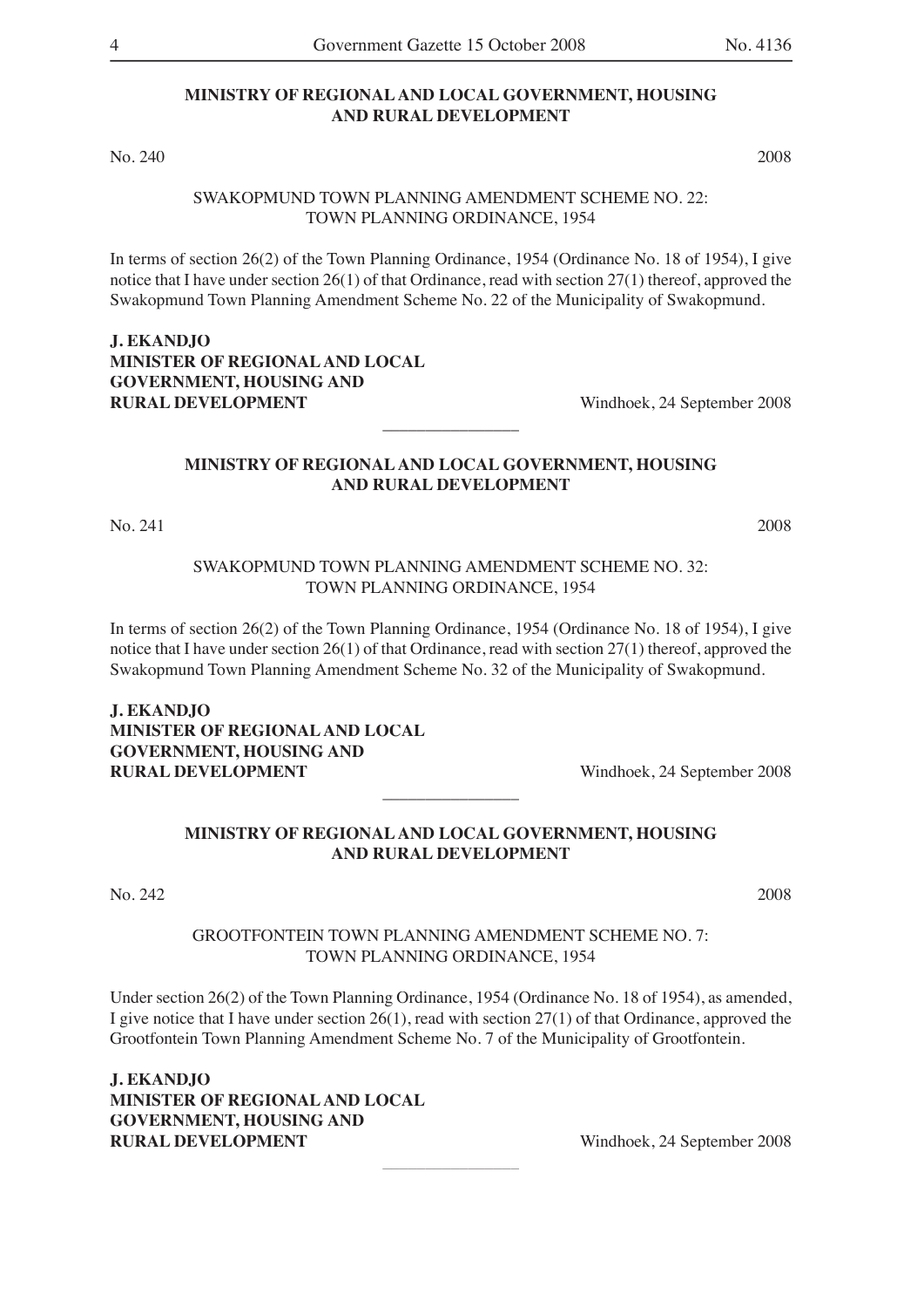**MINISTRY OF REGIONAL AND LOCAL GOVERNMENT, HOUSING AND RURAL DEVELOPMENT**

No. 240 2008

SWAKOPMUND TOWN PLANNING AMENDMENT SCHEME NO. 22: TOWN PLANNING ORDINANCE, 1954

In terms of section 26(2) of the Town Planning Ordinance, 1954 (Ordinance No. 18 of 1954), I give notice that I have under section 26(1) of that Ordinance, read with section 27(1) thereof, approved the Swakopmund Town Planning Amendment Scheme No. 22 of the Municipality of Swakopmund.

**J. EKANDJO**
**MINISTER OF REGIONAL AND LOCAL GOVERNMENT, HOUSING AND RURAL DEVELOPMENT**

Windhoek, 24 September 2008

---

**MINISTRY OF REGIONAL AND LOCAL GOVERNMENT, HOUSING AND RURAL DEVELOPMENT**

No. 241 2008

SWAKOPMUND TOWN PLANNING AMENDMENT SCHEME NO. 32: TOWN PLANNING ORDINANCE, 1954

In terms of section 26(2) of the Town Planning Ordinance, 1954 (Ordinance No. 18 of 1954), I give notice that I have under section 26(1) of that Ordinance, read with section 27(1) thereof, approved the Swakopmund Town Planning Amendment Scheme No. 32 of the Municipality of Swakopmund.

**J. EKANDJO**
**MINISTER OF REGIONAL AND LOCAL GOVERNMENT, HOUSING AND RURAL DEVELOPMENT**

Windhoek, 24 September 2008

---

**MINISTRY OF REGIONAL AND LOCAL GOVERNMENT, HOUSING AND RURAL DEVELOPMENT**

No. 242 2008

GROOTFONTEIN TOWN PLANNING AMENDMENT SCHEME NO. 7: TOWN PLANNING ORDINANCE, 1954

Under section 26(2) of the Town Planning Ordinance, 1954 (Ordinance No. 18 of 1954), as amended, I give notice that I have under section 26(1), read with section 27(1) of that Ordinance, approved the Grootfontein Town Planning Amendment Scheme No. 7 of the Municipality of Grootfontein.

**J. EKANDJO**
**MINISTER OF REGIONAL AND LOCAL GOVERNMENT, HOUSING AND RURAL DEVELOPMENT**

Windhoek, 24 September 2008

---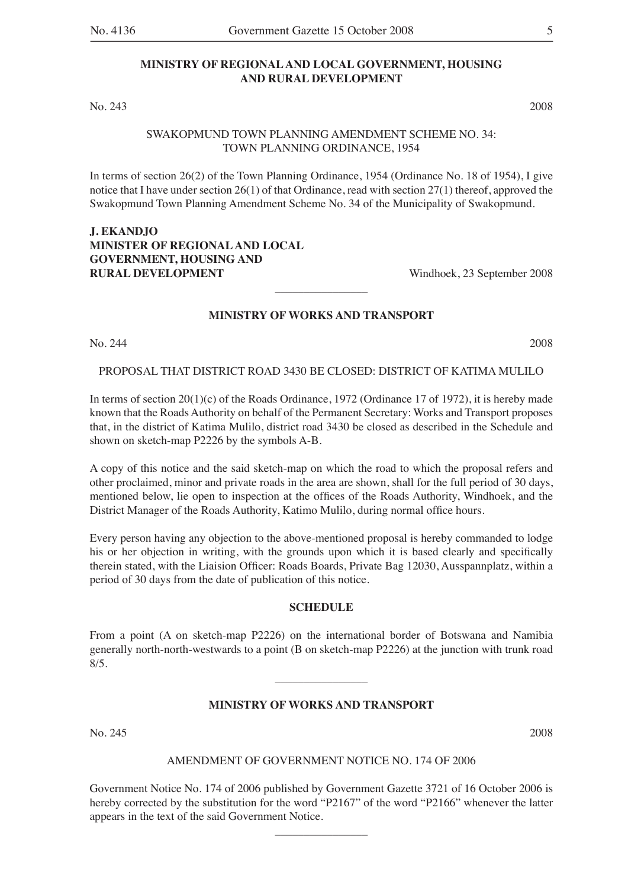**MINISTRY OF REGIONAL AND LOCAL GOVERNMENT, HOUSING AND RURAL DEVELOPMENT**

No. 243 2008

SWAKOPMUND TOWN PLANNING AMENDMENT SCHEME NO. 34: TOWN PLANNING ORDINANCE, 1954

In terms of section 26(2) of the Town Planning Ordinance, 1954 (Ordinance No. 18 of 1954), I give notice that I have under section 26(1) of that Ordinance, read with section 27(1) thereof, approved the Swakopmund Town Planning Amendment Scheme No. 34 of the Municipality of Swakopmund.

**J. EKANDJO**
**MINISTER OF REGIONAL AND LOCAL GOVERNMENT, HOUSING AND RURAL DEVELOPMENT** Windhoek, 23 September 2008

---

**MINISTRY OF WORKS AND TRANSPORT**

No. 244 2008

PROPOSAL THAT DISTRICT ROAD 3430 BE CLOSED: DISTRICT OF KATIMA MULILO

In terms of section 20(1)(c) of the Roads Ordinance, 1972 (Ordinance 17 of 1972), it is hereby made known that the Roads Authority on behalf of the Permanent Secretary: Works and Transport proposes that, in the district of Katima Mulilo, district road 3430 be closed as described in the Schedule and shown on sketch-map P2226 by the symbols A-B.

A copy of this notice and the said sketch-map on which the road to which the proposal refers and other proclaimed, minor and private roads in the area are shown, shall for the full period of 30 days, mentioned below, lie open to inspection at the offices of the Roads Authority, Windhoek, and the District Manager of the Roads Authority, Katimo Mulilo, during normal office hours.

Every person having any objection to the above-mentioned proposal is hereby commanded to lodge his or her objection in writing, with the grounds upon which it is based clearly and specifically therein stated, with the Liaision Officer: Roads Boards, Private Bag 12030, Ausspannplatz, within a period of 30 days from the date of publication of this notice.

**SCHEDULE**

From a point (A on sketch-map P2226) on the international border of Botswana and Namibia generally north-north-westwards to a point (B on sketch-map P2226) at the junction with trunk road 8/5.

---

**MINISTRY OF WORKS AND TRANSPORT**

No. 245 2008

AMENDMENT OF GOVERNMENT NOTICE NO. 174 OF 2006

Government Notice No. 174 of 2006 published by Government Gazette 3721 of 16 October 2006 is hereby corrected by the substitution for the word "P2167" of the word "P2166" whenever the latter appears in the text of the said Government Notice.

---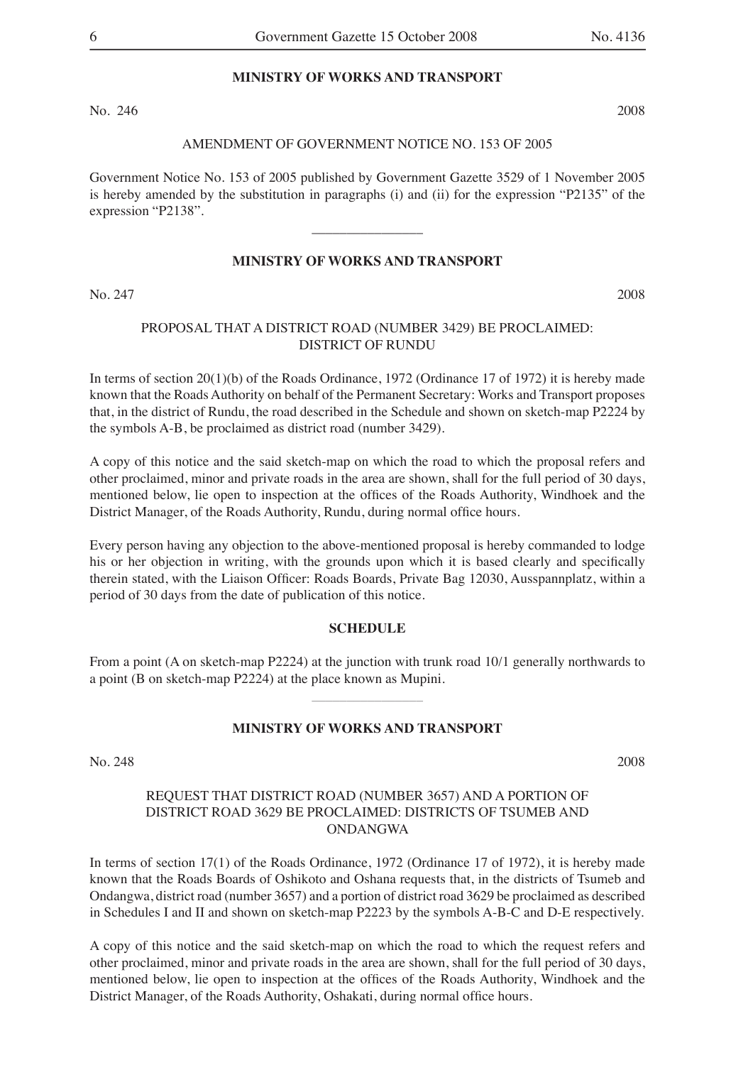**MINISTRY OF WORKS AND TRANSPORT**

No. 246 2008

AMENDMENT OF GOVERNMENT NOTICE NO. 153 OF 2005

Government Notice No. 153 of 2005 published by Government Gazette 3529 of 1 November 2005 is hereby amended by the substitution in paragraphs (i) and (ii) for the expression "P2135" of the expression "P2138".

---

**MINISTRY OF WORKS AND TRANSPORT**

No. 247 2008

PROPOSAL THAT A DISTRICT ROAD (NUMBER 3429) BE PROCLAIMED: DISTRICT OF RUNDU

In terms of section 20(1)(b) of the Roads Ordinance, 1972 (Ordinance 17 of 1972) it is hereby made known that the Roads Authority on behalf of the Permanent Secretary: Works and Transport proposes that, in the district of Rundu, the road described in the Schedule and shown on sketch-map P2224 by the symbols A-B, be proclaimed as district road (number 3429).

A copy of this notice and the said sketch-map on which the road to which the proposal refers and other proclaimed, minor and private roads in the area are shown, shall for the full period of 30 days, mentioned below, lie open to inspection at the offices of the Roads Authority, Windhoek and the District Manager, of the Roads Authority, Rundu, during normal office hours.

Every person having any objection to the above-mentioned proposal is hereby commanded to lodge his or her objection in writing, with the grounds upon which it is based clearly and specifically therein stated, with the Liaison Officer: Roads Boards, Private Bag 12030, Ausspannplatz, within a period of 30 days from the date of publication of this notice.

**SCHEDULE**

From a point (A on sketch-map P2224) at the junction with trunk road 10/1 generally northwards to a point (B on sketch-map P2224) at the place known as Mupini.

---

**MINISTRY OF WORKS AND TRANSPORT**

No. 248 2008

REQUEST THAT DISTRICT ROAD (NUMBER 3657) AND A PORTION OF DISTRICT ROAD 3629 BE PROCLAIMED: DISTRICTS OF TSUMEB AND ONDANGWA

In terms of section 17(1) of the Roads Ordinance, 1972 (Ordinance 17 of 1972), it is hereby made known that the Roads Boards of Oshikoto and Oshana requests that, in the districts of Tsumeb and Ondangwa, district road (number 3657) and a portion of district road 3629 be proclaimed as described in Schedules I and II and shown on sketch-map P2223 by the symbols A-B-C and D-E respectively.

A copy of this notice and the said sketch-map on which the road to which the request refers and other proclaimed, minor and private roads in the area are shown, shall for the full period of 30 days, mentioned below, lie open to inspection at the offices of the Roads Authority, Windhoek and the District Manager, of the Roads Authority, Oshakati, during normal office hours.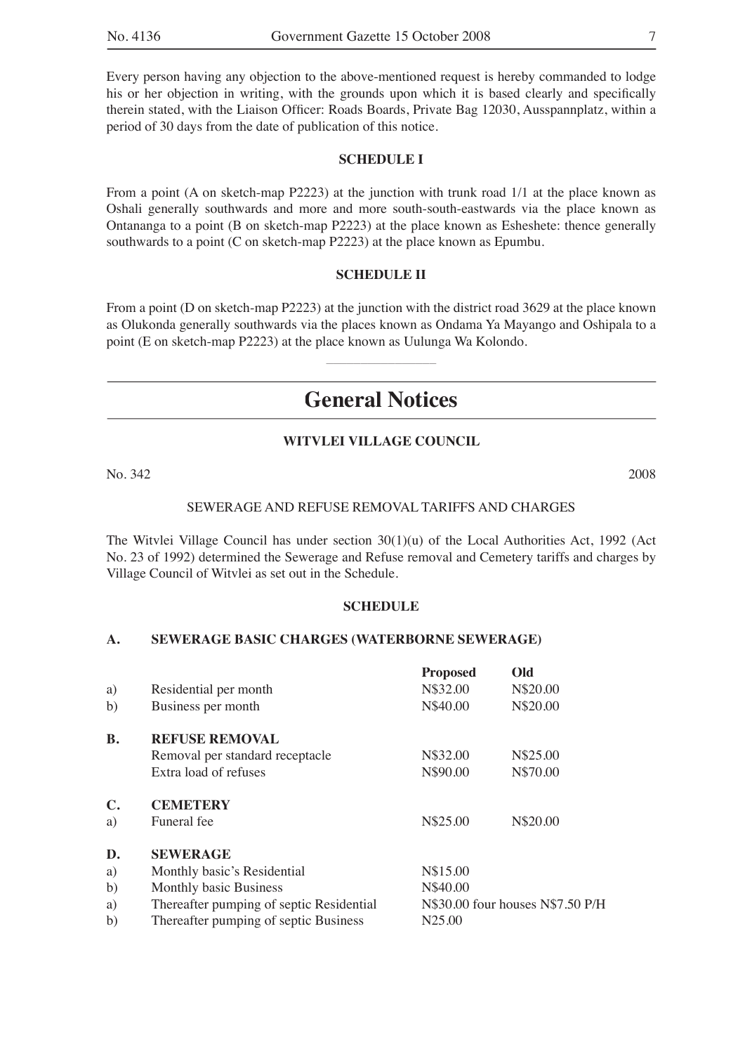Every person having any objection to the above-mentioned request is hereby commanded to lodge his or her objection in writing, with the grounds upon which it is based clearly and specifically therein stated, with the Liaison Officer: Roads Boards, Private Bag 12030, Ausspannplatz, within a period of 30 days from the date of publication of this notice.

**SCHEDULE I**

From a point (A on sketch-map P2223) at the junction with trunk road 1/1 at the place known as Oshali generally southwards and more and more south-south-eastwards via the place known as Ontananga to a point (B on sketch-map P2223) at the place known as Esheshete: thence generally southwards to a point (C on sketch-map P2223) at the place known as Epumbu.

**SCHEDULE II**

From a point (D on sketch-map P2223) at the junction with the district road 3629 at the place known as Olukonda generally southwards via the places known as Ondama Ya Mayango and Oshipala to a point (E on sketch-map P2223) at the place known as Uulunga Wa Kolondo.

---

# General Notices

**WITVLEI VILLAGE COUNCIL**

No. 342 2008

SEWERAGE AND REFUSE REMOVAL TARIFFS AND CHARGES

The Witvlei Village Council has under section 30(1)(u) of the Local Authorities Act, 1992 (Act No. 23 of 1992) determined the Sewerage and Refuse removal and Cemetery tariffs and charges by Village Council of Witvlei as set out in the Schedule.

**SCHEDULE**

| | | **Proposed** | **Old** |
|---|---|---|---|
| **A.** | **SEWERAGE BASIC CHARGES (WATERBORNE SEWERAGE)** | | |
| a) | Residential per month | N$32.00 | N$20.00 |
| b) | Business per month | N$40.00 | N$20.00 |
| **B.** | **REFUSE REMOVAL** | | |
| | Removal per standard receptacle | N$32.00 | N$25.00 |
| | Extra load of refuses | N$90.00 | N$70.00 |
| **C.** | **CEMETERY** | | |
| a) | Funeral fee | N$25.00 | N$20.00 |
| **D.** | **SEWERAGE** | | |
| a) | Monthly basic's Residential | N$15.00 | |
| b) | Monthly basic Business | N$40.00 | |
| a) | Thereafter pumping of septic Residential | N$30.00 four houses N$7.50 P/H | |
| b) | Thereafter pumping of septic Business | N25.00 | |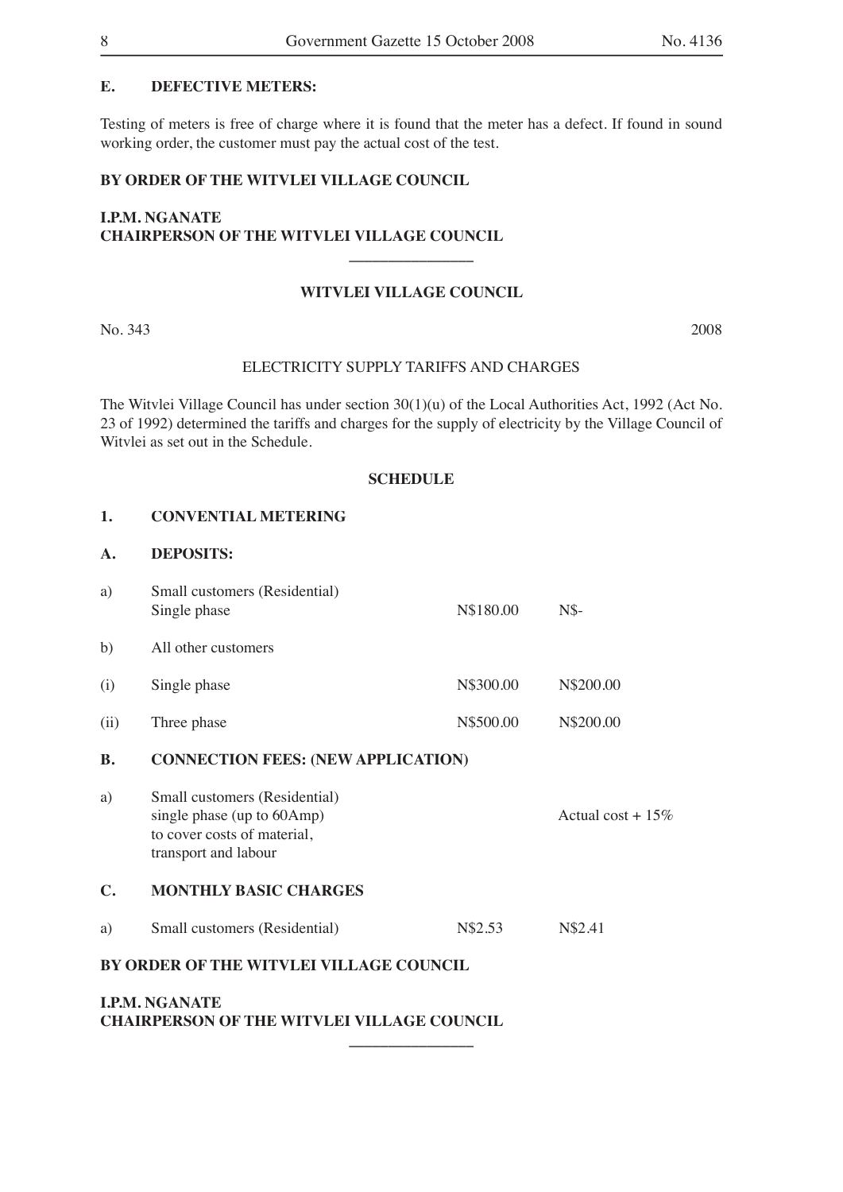**E. DEFECTIVE METERS:**

Testing of meters is free of charge where it is found that the meter has a defect. If found in sound working order, the customer must pay the actual cost of the test.

**BY ORDER OF THE WITVLEI VILLAGE COUNCIL**

**I.P.M. NGANATE**
**CHAIRPERSON OF THE WITVLEI VILLAGE COUNCIL**

---

**WITVLEI VILLAGE COUNCIL**

No. 343 2008

ELECTRICITY SUPPLY TARIFFS AND CHARGES

The Witvlei Village Council has under section 30(1)(u) of the Local Authorities Act, 1992 (Act No. 23 of 1992) determined the tariffs and charges for the supply of electricity by the Village Council of Witvlei as set out in the Schedule.

**SCHEDULE**

**1. CONVENTIAL METERING**

**A. DEPOSITS:**

| | | | |
|---|---|---|---|
| a) | Small customers (Residential) Single phase | N$180.00 | N$- |
| b) | All other customers | | |
| (i) | Single phase | N$300.00 | N$200.00 |
| (ii) | Three phase | N$500.00 | N$200.00 |

**B. CONNECTION FEES: (NEW APPLICATION)**

| | | | |
|---|---|---|---|
| a) | Small customers (Residential) single phase (up to 60Amp) to cover costs of material, transport and labour | | Actual cost + 15% |

**C. MONTHLY BASIC CHARGES**

| | | | |
|---|---|---|---|
| a) | Small customers (Residential) | N$2.53 | N$2.41 |

**BY ORDER OF THE WITVLEI VILLAGE COUNCIL**

**I.P.M. NGANATE**
**CHAIRPERSON OF THE WITVLEI VILLAGE COUNCIL**

---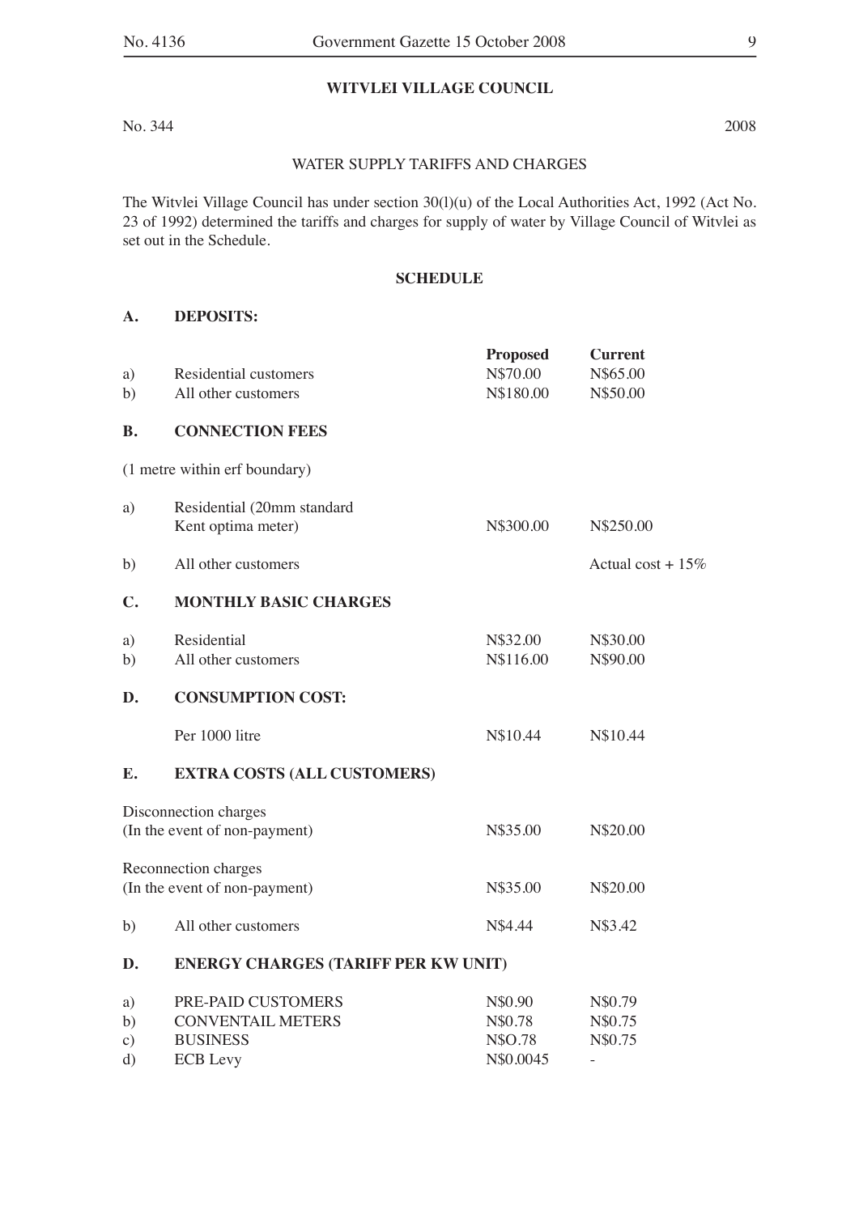## WITVLEI VILLAGE COUNCIL

No. 344 2008

### WATER SUPPLY TARIFFS AND CHARGES

The Witvlei Village Council has under section 30(l)(u) of the Local Authorities Act, 1992 (Act No. 23 of 1992) determined the tariffs and charges for supply of water by Village Council of Witvlei as set out in the Schedule.

### SCHEDULE

| | | Proposed | Current |
|---|---|---|---|
| **A.** | **DEPOSITS:** | | |
| a) | Residential customers | N$70.00 | N$65.00 |
| b) | All other customers | N$180.00 | N$50.00 |
| **B.** | **CONNECTION FEES** | | |
| (1 metre within erf boundary) | | | |
| a) | Residential (20mm standard Kent optima meter) | N$300.00 | N$250.00 |
| b) | All other customers | | Actual cost + 15% |
| **C.** | **MONTHLY BASIC CHARGES** | | |
| a) | Residential | N$32.00 | N$30.00 |
| b) | All other customers | N$116.00 | N$90.00 |
| **D.** | **CONSUMPTION COST:** | | |
| | Per 1000 litre | N$10.44 | N$10.44 |
| **E.** | **EXTRA COSTS (ALL CUSTOMERS)** | | |
| Disconnection charges (In the event of non-payment) | | N$35.00 | N$20.00 |
| Reconnection charges (In the event of non-payment) | | N$35.00 | N$20.00 |
| b) | All other customers | N$4.44 | N$3.42 |
| **D.** | **ENERGY CHARGES (TARIFF PER KW UNIT)** | | |
| a) | PRE-PAID CUSTOMERS | N$0.90 | N$0.79 |
| b) | CONVENTAIL METERS | N$0.78 | N$0.75 |
| c) | BUSINESS | N$O.78 | N$0.75 |
| d) | ECB Levy | N$0.0045 | - |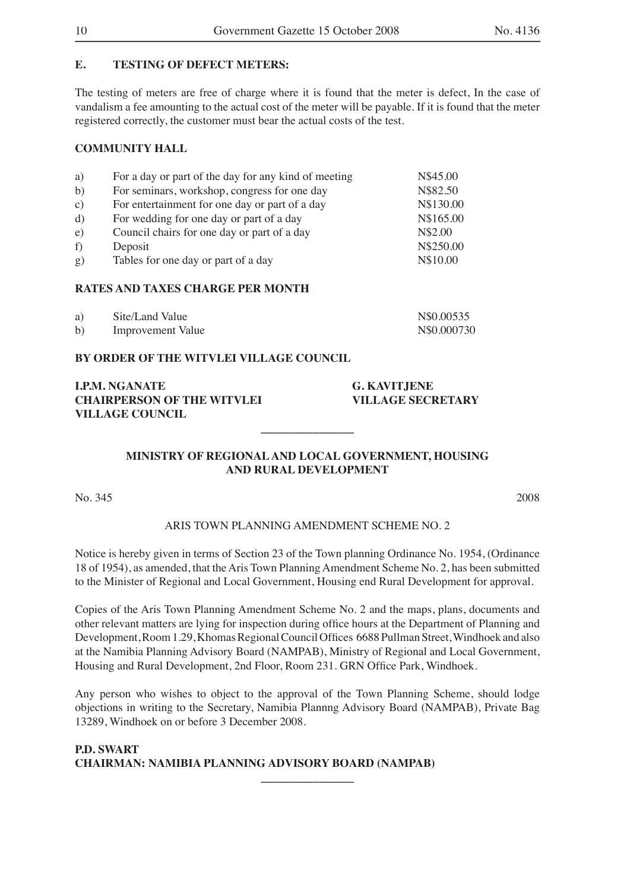**E. TESTING OF DEFECT METERS:**

The testing of meters are free of charge where it is found that the meter is defect, In the case of vandalism a fee amounting to the actual cost of the meter will be payable. If it is found that the meter registered correctly, the customer must bear the actual costs of the test.

**COMMUNITY HALL**

| | | |
|---|---|---|
| a) | For a day or part of the day for any kind of meeting | N$45.00 |
| b) | For seminars, workshop, congress for one day | N$82.50 |
| c) | For entertainment for one day or part of a day | N$130.00 |
| d) | For wedding for one day or part of a day | N$165.00 |
| e) | Council chairs for one day or part of a day | N$2.00 |
| f) | Deposit | N$250.00 |
| g) | Tables for one day or part of a day | N$10.00 |

**RATES AND TAXES CHARGE PER MONTH**

| | | |
|---|---|---|
| a) | Site/Land Value | N$0.00535 |
| b) | Improvement Value | N$0.000730 |

**BY ORDER OF THE WITVLEI VILLAGE COUNCIL**

**I.P.M. NGANATE**
**CHAIRPERSON OF THE WITVLEI VILLAGE COUNCIL**

**G. KAVITJENE**
**VILLAGE SECRETARY**

---

**MINISTRY OF REGIONAL AND LOCAL GOVERNMENT, HOUSING AND RURAL DEVELOPMENT**

No. 345 2008

ARIS TOWN PLANNING AMENDMENT SCHEME NO. 2

Notice is hereby given in terms of Section 23 of the Town planning Ordinance No. 1954, (Ordinance 18 of 1954), as amended, that the Aris Town Planning Amendment Scheme No. 2, has been submitted to the Minister of Regional and Local Government, Housing end Rural Development for approval.

Copies of the Aris Town Planning Amendment Scheme No. 2 and the maps, plans, documents and other relevant matters are lying for inspection during office hours at the Department of Planning and Development, Room 1.29, Khomas Regional Council Offices 6688 Pullman Street, Windhoek and also at the Namibia Planning Advisory Board (NAMPAB), Ministry of Regional and Local Government, Housing and Rural Development, 2nd Floor, Room 231. GRN Office Park, Windhoek.

Any person who wishes to object to the approval of the Town Planning Scheme, should lodge objections in writing to the Secretary, Namibia Plannng Advisory Board (NAMPAB), Private Bag 13289, Windhoek on or before 3 December 2008.

**P.D. SWART**
**CHAIRMAN: NAMIBIA PLANNING ADVISORY BOARD (NAMPAB)**

---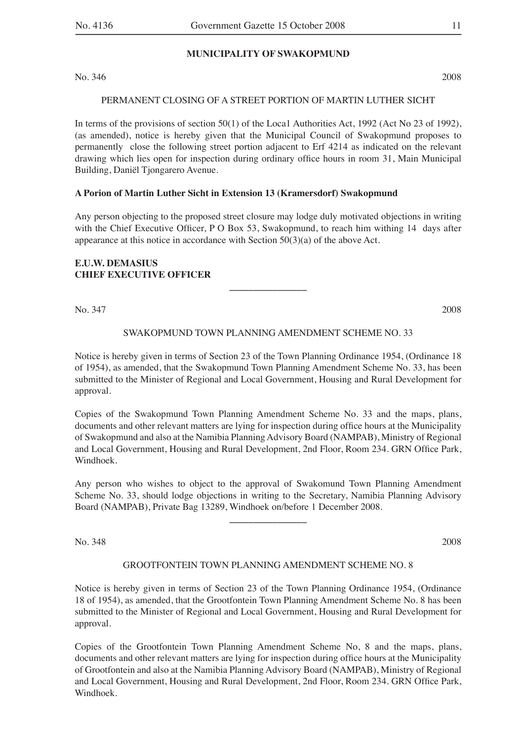## MUNICIPALITY OF SWAKOPMUND

No. 346 2008

PERMANENT CLOSING OF A STREET PORTION OF MARTIN LUTHER SICHT

In terms of the provisions of section 50(1) of the Loca1 Authorities Act, 1992 (Act No 23 of 1992), (as amended), notice is hereby given that the Municipal Council of Swakopmund proposes to permanently close the following street portion adjacent to Erf 4214 as indicated on the relevant drawing which lies open for inspection during ordinary office hours in room 31, Main Municipal Building, Daniël Tjongarero Avenue.

**A Porion of Martin Luther Sicht in Extension 13 (Kramersdorf) Swakopmund**

Any person objecting to the proposed street closure may lodge duly motivated objections in writing with the Chief Executive Officer, P O Box 53, Swakopmund, to reach him withing 14 days after appearance at this notice in accordance with Section 50(3)(a) of the above Act.

**E.U.W. DEMASIUS**
**CHIEF EXECUTIVE OFFICER**

---

No. 347 2008

SWAKOPMUND TOWN PLANNING AMENDMENT SCHEME NO. 33

Notice is hereby given in terms of Section 23 of the Town Planning Ordinance 1954, (Ordinance 18 of 1954), as amended, that the Swakopmund Town Planning Amendment Scheme No. 33, has been submitted to the Minister of Regional and Local Government, Housing and Rural Development for approval.

Copies of the Swakopmund Town Planning Amendment Scheme No. 33 and the maps, plans, documents and other relevant matters are lying for inspection during office hours at the Municipality of Swakopmund and also at the Namibia Planning Advisory Board (NAMPAB), Ministry of Regional and Local Government, Housing and Rural Development, 2nd Floor, Room 234. GRN Office Park, Windhoek.

Any person who wishes to object to the approval of Swakomund Town Planning Amendment Scheme No. 33, should lodge objections in writing to the Secretary, Namibia Planning Advisory Board (NAMPAB), Private Bag 13289, Windhoek on/before 1 December 2008.

---

No. 348 2008

GROOTFONTEIN TOWN PLANNING AMENDMENT SCHEME NO. 8

Notice is hereby given in terms of Section 23 of the Town Planning Ordinance 1954, (Ordinance 18 of 1954), as amended, that the Grootfontein Town Planning Amendment Scheme No. 8 has been submitted to the Minister of Regional and Local Government, Housing and Rural Development for approval.

Copies of the Grootfontein Town Planning Amendment Scheme No, 8 and the maps, plans, documents and other relevant matters are lying for inspection during office hours at the Municipality of Grootfontein and also at the Namibia Planning Advisory Board (NAMPAB), Ministry of Regional and Local Government, Housing and Rural Development, 2nd Floor, Room 234. GRN Office Park, Windhoek.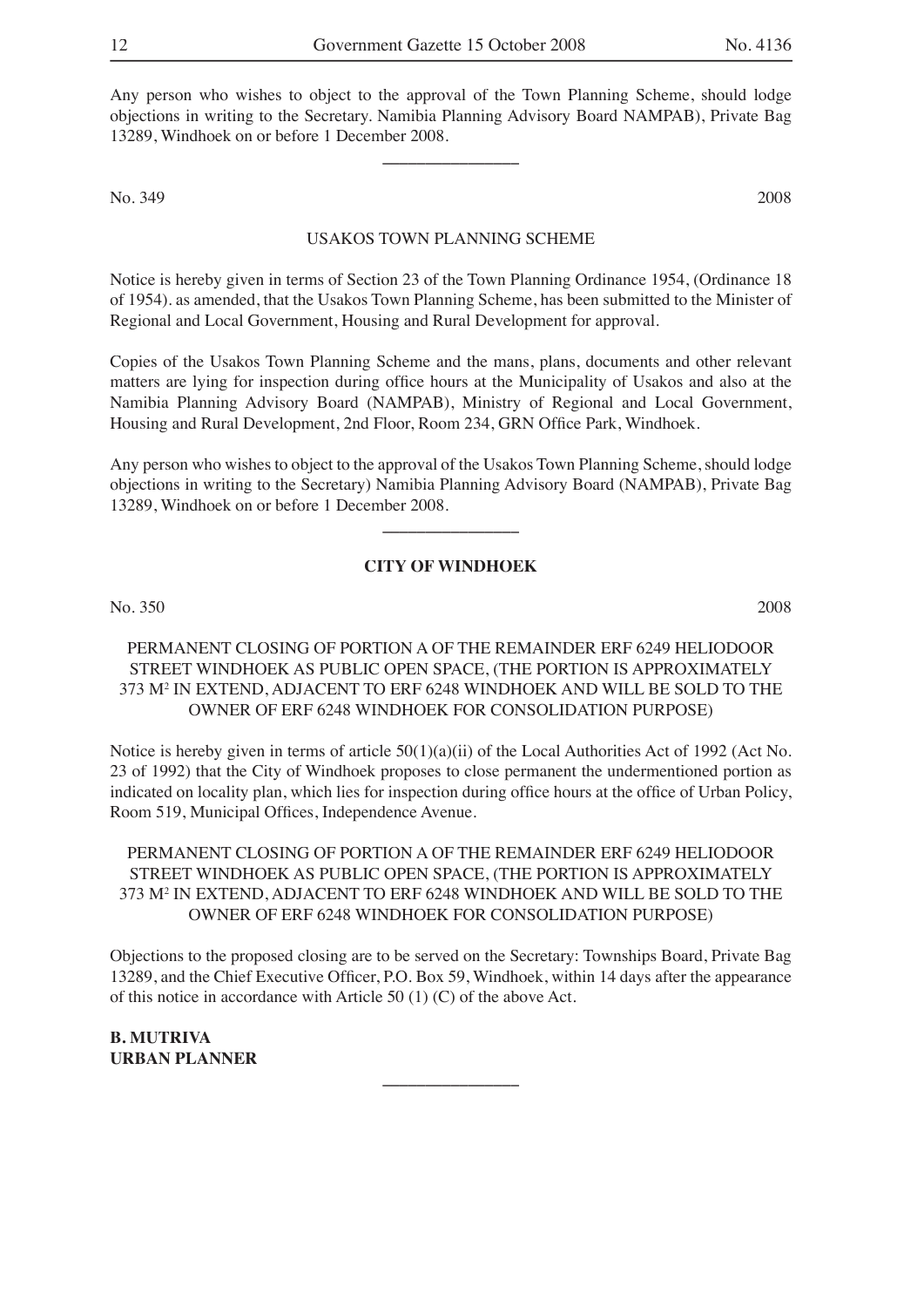Any person who wishes to object to the approval of the Town Planning Scheme, should lodge objections in writing to the Secretary. Namibia Planning Advisory Board NAMPAB), Private Bag 13289, Windhoek on or before 1 December 2008.

---

No. 349 2008

USAKOS TOWN PLANNING SCHEME

Notice is hereby given in terms of Section 23 of the Town Planning Ordinance 1954, (Ordinance 18 of 1954). as amended, that the Usakos Town Planning Scheme, has been submitted to the Minister of Regional and Local Government, Housing and Rural Development for approval.

Copies of the Usakos Town Planning Scheme and the mans, plans, documents and other relevant matters are lying for inspection during office hours at the Municipality of Usakos and also at the Namibia Planning Advisory Board (NAMPAB), Ministry of Regional and Local Government, Housing and Rural Development, 2nd Floor, Room 234, GRN Office Park, Windhoek.

Any person who wishes to object to the approval of the Usakos Town Planning Scheme, should lodge objections in writing to the Secretary) Namibia Planning Advisory Board (NAMPAB), Private Bag 13289, Windhoek on or before 1 December 2008.

---

**CITY OF WINDHOEK**

No. 350 2008

PERMANENT CLOSING OF PORTION A OF THE REMAINDER ERF 6249 HELIODOOR STREET WINDHOEK AS PUBLIC OPEN SPACE, (THE PORTION IS APPROXIMATELY 373 M$^2$ IN EXTEND, ADJACENT TO ERF 6248 WINDHOEK AND WILL BE SOLD TO THE OWNER OF ERF 6248 WINDHOEK FOR CONSOLIDATION PURPOSE)

Notice is hereby given in terms of article 50(1)(a)(ii) of the Local Authorities Act of 1992 (Act No. 23 of 1992) that the City of Windhoek proposes to close permanent the undermentioned portion as indicated on locality plan, which lies for inspection during office hours at the office of Urban Policy, Room 519, Municipal Offices, Independence Avenue.

PERMANENT CLOSING OF PORTION A OF THE REMAINDER ERF 6249 HELIODOOR STREET WINDHOEK AS PUBLIC OPEN SPACE, (THE PORTION IS APPROXIMATELY 373 M$^2$ IN EXTEND, ADJACENT TO ERF 6248 WINDHOEK AND WILL BE SOLD TO THE OWNER OF ERF 6248 WINDHOEK FOR CONSOLIDATION PURPOSE)

Objections to the proposed closing are to be served on the Secretary: Townships Board, Private Bag 13289, and the Chief Executive Officer, P.O. Box 59, Windhoek, within 14 days after the appearance of this notice in accordance with Article 50 (1) (C) of the above Act.

**B. MUTRIVA**
**URBAN PLANNER**

---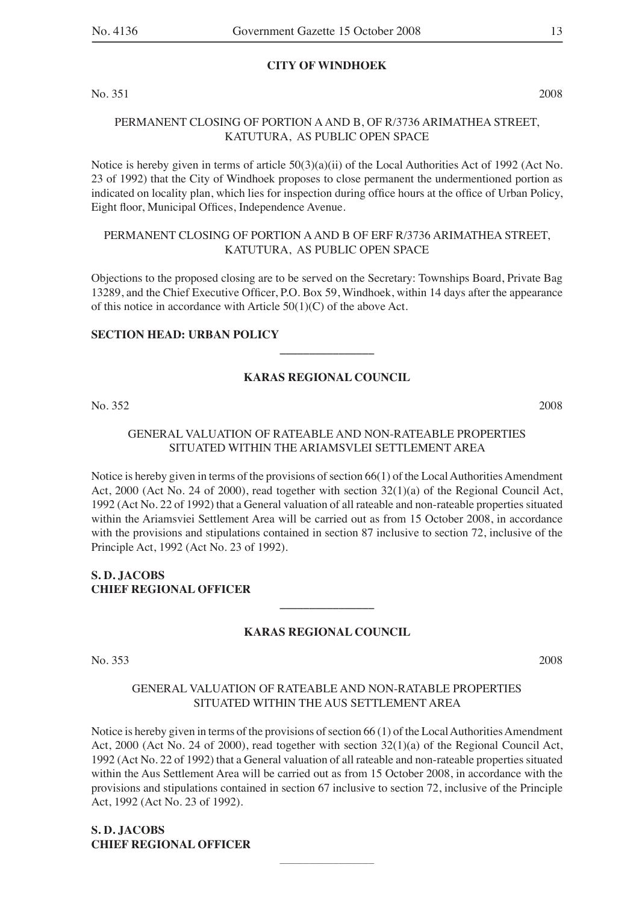**CITY OF WINDHOEK**

No. 351 2008

PERMANENT CLOSING OF PORTION A AND B, OF R/3736 ARIMATHEA STREET, KATUTURA, AS PUBLIC OPEN SPACE

Notice is hereby given in terms of article 50(3)(a)(ii) of the Local Authorities Act of 1992 (Act No. 23 of 1992) that the City of Windhoek proposes to close permanent the undermentioned portion as indicated on locality plan, which lies for inspection during office hours at the office of Urban Policy, Eight floor, Municipal Offices, Independence Avenue.

PERMANENT CLOSING OF PORTION A AND B OF ERF R/3736 ARIMATHEA STREET, KATUTURA, AS PUBLIC OPEN SPACE

Objections to the proposed closing are to be served on the Secretary: Townships Board, Private Bag 13289, and the Chief Executive Officer, P.O. Box 59, Windhoek, within 14 days after the appearance of this notice in accordance with Article 50(1)(C) of the above Act.

**SECTION HEAD: URBAN POLICY**

---

**KARAS REGIONAL COUNCIL**

No. 352 2008

GENERAL VALUATION OF RATEABLE AND NON-RATEABLE PROPERTIES SITUATED WITHIN THE ARIAMSVLEI SETTLEMENT AREA

Notice is hereby given in terms of the provisions of section 66(1) of the Local Authorities Amendment Act, 2000 (Act No. 24 of 2000), read together with section 32(1)(a) of the Regional Council Act, 1992 (Act No. 22 of 1992) that a General valuation of all rateable and non-rateable properties situated within the Ariamsviei Settlement Area will be carried out as from 15 October 2008, in accordance with the provisions and stipulations contained in section 87 inclusive to section 72, inclusive of the Principle Act, 1992 (Act No. 23 of 1992).

**S. D. JACOBS**
**CHIEF REGIONAL OFFICER**

---

**KARAS REGIONAL COUNCIL**

No. 353 2008

GENERAL VALUATION OF RATEABLE AND NON-RATABLE PROPERTIES SITUATED WITHIN THE AUS SETTLEMENT AREA

Notice is hereby given in terms of the provisions of section 66 (1) of the Local Authorities Amendment Act, 2000 (Act No. 24 of 2000), read together with section 32(1)(a) of the Regional Council Act, 1992 (Act No. 22 of 1992) that a General valuation of all rateable and non-rateable properties situated within the Aus Settlement Area will be carried out as from 15 October 2008, in accordance with the provisions and stipulations contained in section 67 inclusive to section 72, inclusive of the Principle Act, 1992 (Act No. 23 of 1992).

**S. D. JACOBS**
**CHIEF REGIONAL OFFICER**

---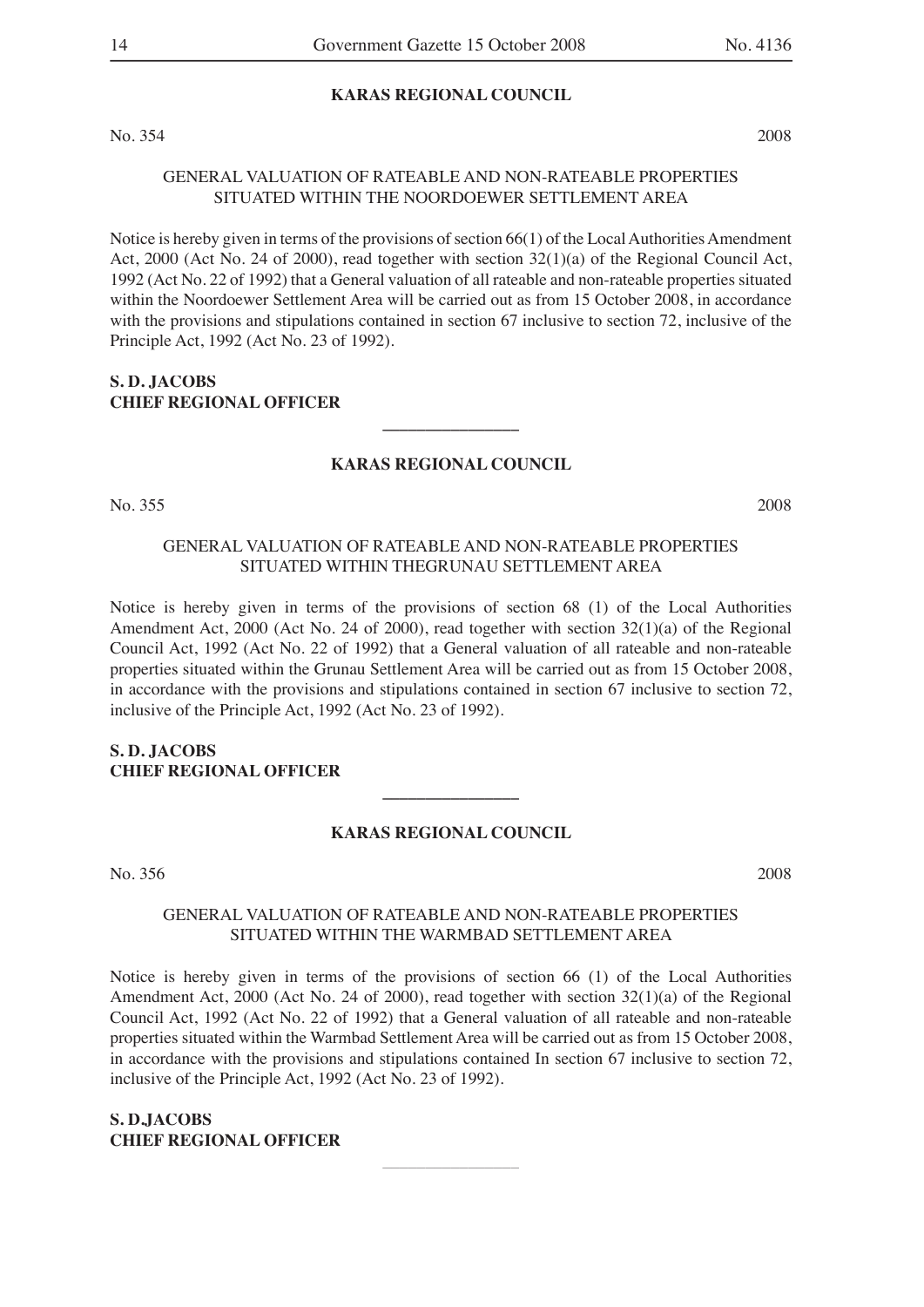**KARAS REGIONAL COUNCIL**

No. 354 2008

GENERAL VALUATION OF RATEABLE AND NON-RATEABLE PROPERTIES SITUATED WITHIN THE NOORDOEWER SETTLEMENT AREA

Notice is hereby given in terms of the provisions of section 66(1) of the Local Authorities Amendment Act, 2000 (Act No. 24 of 2000), read together with section 32(1)(a) of the Regional Council Act, 1992 (Act No. 22 of 1992) that a General valuation of all rateable and non-rateable properties situated within the Noordoewer Settlement Area will be carried out as from 15 October 2008, in accordance with the provisions and stipulations contained in section 67 inclusive to section 72, inclusive of the Principle Act, 1992 (Act No. 23 of 1992).

**S. D. JACOBS**
**CHIEF REGIONAL OFFICER**

---

**KARAS REGIONAL COUNCIL**

No. 355 2008

GENERAL VALUATION OF RATEABLE AND NON-RATEABLE PROPERTIES SITUATED WITHIN THEGRUNAU SETTLEMENT AREA

Notice is hereby given in terms of the provisions of section 68 (1) of the Local Authorities Amendment Act, 2000 (Act No. 24 of 2000), read together with section 32(1)(a) of the Regional Council Act, 1992 (Act No. 22 of 1992) that a General valuation of all rateable and non-rateable properties situated within the Grunau Settlement Area will be carried out as from 15 October 2008, in accordance with the provisions and stipulations contained in section 67 inclusive to section 72, inclusive of the Principle Act, 1992 (Act No. 23 of 1992).

**S. D. JACOBS**
**CHIEF REGIONAL OFFICER**

---

**KARAS REGIONAL COUNCIL**

No. 356 2008

GENERAL VALUATION OF RATEABLE AND NON-RATEABLE PROPERTIES SITUATED WITHIN THE WARMBAD SETTLEMENT AREA

Notice is hereby given in terms of the provisions of section 66 (1) of the Local Authorities Amendment Act, 2000 (Act No. 24 of 2000), read together with section 32(1)(a) of the Regional Council Act, 1992 (Act No. 22 of 1992) that a General valuation of all rateable and non-rateable properties situated within the Warmbad Settlement Area will be carried out as from 15 October 2008, in accordance with the provisions and stipulations contained In section 67 inclusive to section 72, inclusive of the Principle Act, 1992 (Act No. 23 of 1992).

**S. D.JACOBS**
**CHIEF REGIONAL OFFICER**

---